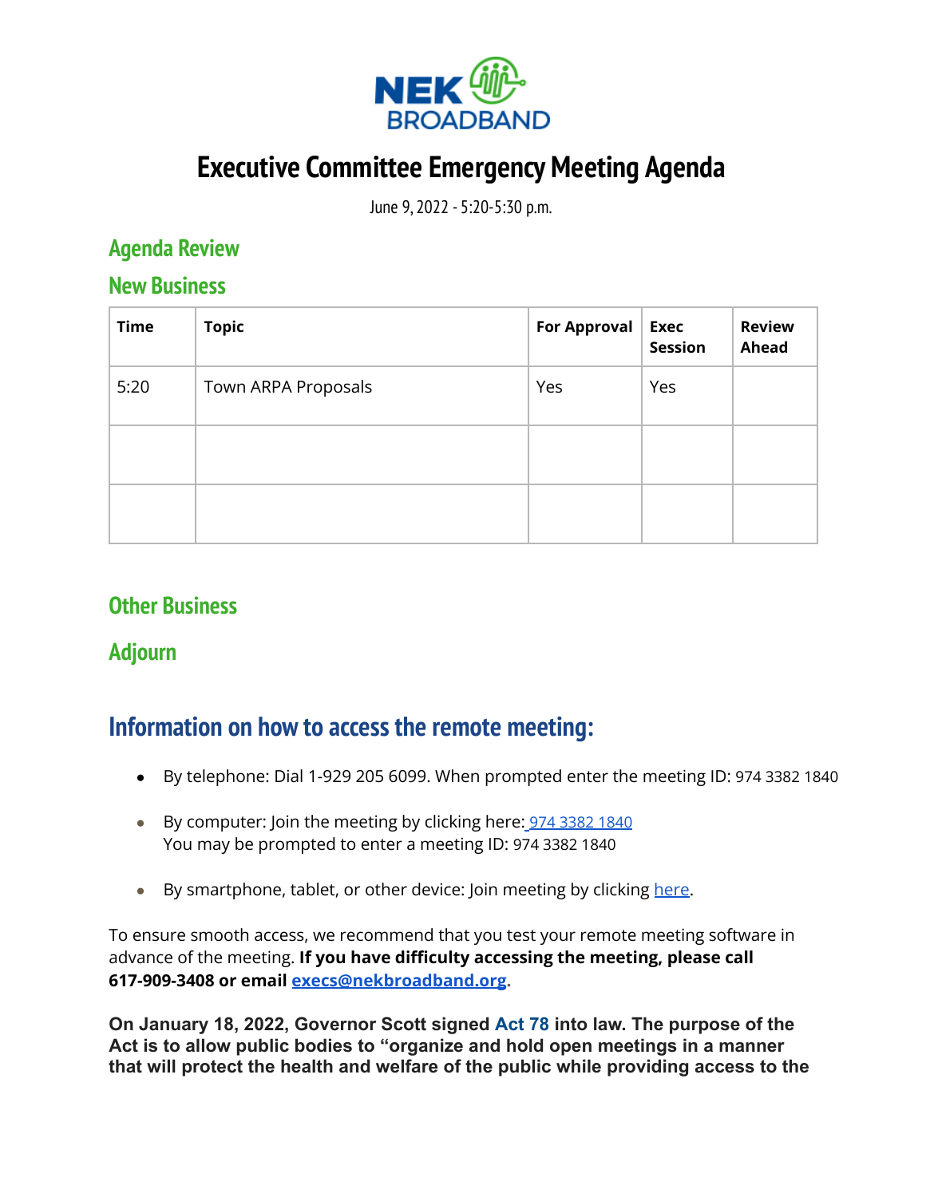# Executive Committee Emergency Meeting Agenda

June 9, 2022 - 5:20-5:30 p.m.

## Agenda Review

## New Business

| Time | Topic | For Approval | Exec Session | Review Ahead |
|---|---|---|---|---|
| 5:20 | Town ARPA Proposals | Yes | Yes | |
| | | | | |
| | | | | |

## Other Business

## Adjourn

## Information on how to access the remote meeting:

- By telephone: Dial 1-929 205 6099. When prompted enter the meeting ID: 974 3382 1840
- By computer: Join the meeting by clicking here: 974 3382 1840
  You may be prompted to enter a meeting ID: 974 3382 1840
- By smartphone, tablet, or other device: Join meeting by clicking here.

To ensure smooth access, we recommend that you test your remote meeting software in advance of the meeting. **If you have difficulty accessing the meeting, please call 617-909-3408 or email execs@nekbroadband.org.**

**On January 18, 2022, Governor Scott signed Act 78 into law. The purpose of the Act is to allow public bodies to "organize and hold open meetings in a manner that will protect the health and welfare of the public while providing access to the**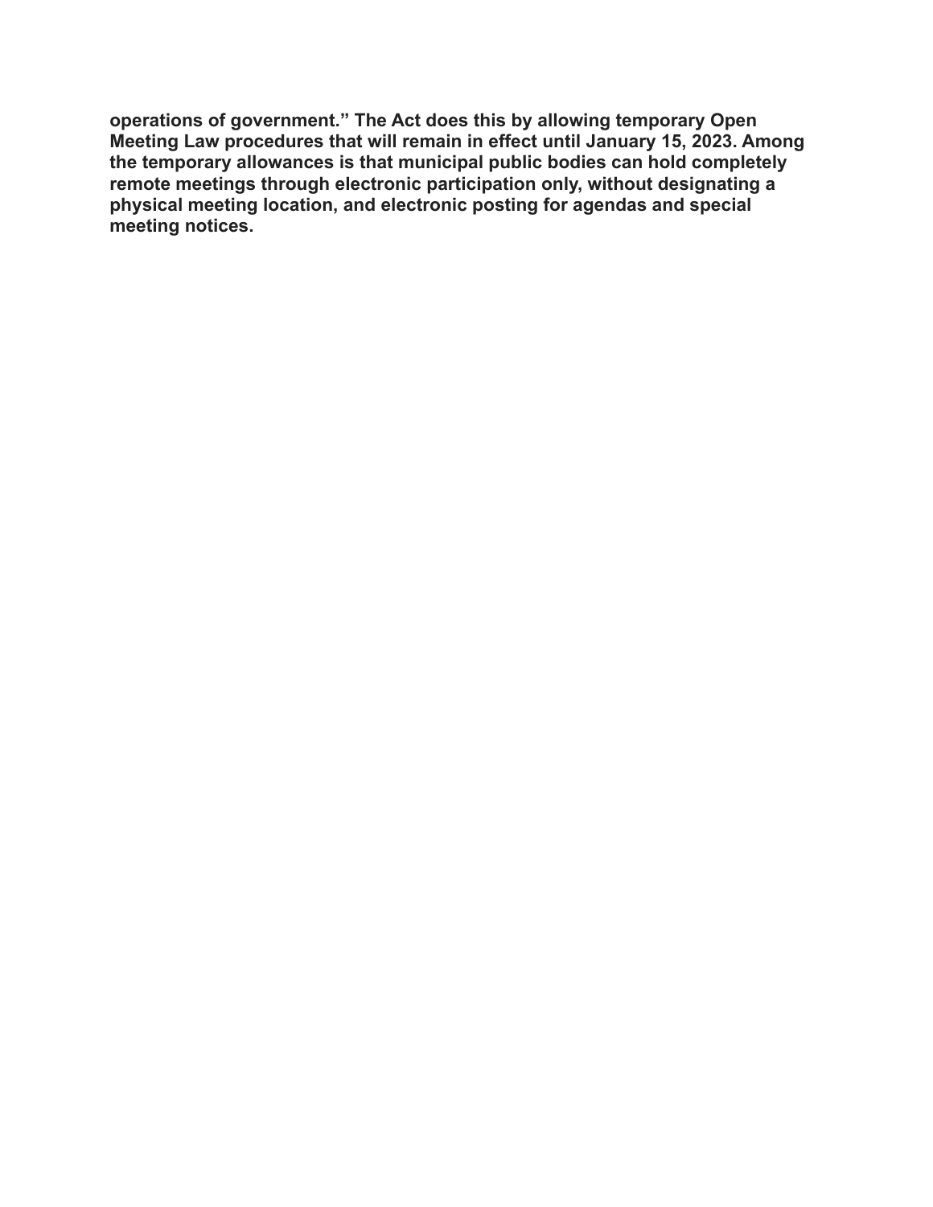**operations of government." The Act does this by allowing temporary Open Meeting Law procedures that will remain in effect until January 15, 2023. Among the temporary allowances is that municipal public bodies can hold completely remote meetings through electronic participation only, without designating a physical meeting location, and electronic posting for agendas and special meeting notices.**